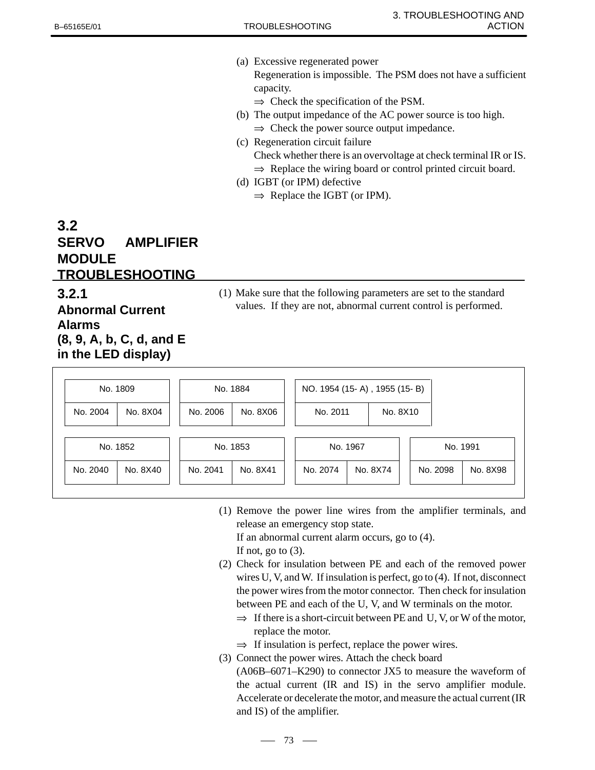(a) Excessive regenerated power
   Regeneration is impossible. The PSM does not have a sufficient capacity.
   ⇒ Check the specification of the PSM.

(b) The output impedance of the AC power source is too high.
   ⇒ Check the power source output impedance.

(c) Regeneration circuit failure
   Check whether there is an overvoltage at check terminal IR or IS.
   ⇒ Replace the wiring board or control printed circuit board.

(d) IGBT (or IPM) defective
   ⇒ Replace the IGBT (or IPM).

## 3.2 SERVO AMPLIFIER MODULE TROUBLESHOOTING

### 3.2.1 Abnormal Current Alarms (8, 9, A, b, C, d, and E in the LED display)

(1) Make sure that the following parameters are set to the standard values. If they are not, abnormal current control is performed.

| No. 1809 | |
|---|---|
| No. 2004 | No. 8X04 |

| No. 1884 | |
|---|---|
| No. 2006 | No. 8X06 |

| NO. 1954 (15- A) , 1955 (15- B) | |
|---|---|
| No. 2011 | No. 8X10 |

| No. 1852 | |
|---|---|
| No. 2040 | No. 8X40 |

| No. 1853 | |
|---|---|
| No. 2041 | No. 8X41 |

| No. 1967 | |
|---|---|
| No. 2074 | No. 8X74 |

| No. 1991 | |
|---|---|
| No. 2098 | No. 8X98 |

(1) Remove the power line wires from the amplifier terminals, and release an emergency stop state.
   If an abnormal current alarm occurs, go to (4).
   If not, go to (3).

(2) Check for insulation between PE and each of the removed power wires U, V, and W. If insulation is perfect, go to (4). If not, disconnect the power wires from the motor connector. Then check for insulation between PE and each of the U, V, and W terminals on the motor.
   ⇒ If there is a short-circuit between PE and U, V, or W of the motor, replace the motor.
   ⇒ If insulation is perfect, replace the power wires.

(3) Connect the power wires. Attach the check board (A06B–6071–K290) to connector JX5 to measure the waveform of the actual current (IR and IS) in the servo amplifier module. Accelerate or decelerate the motor, and measure the actual current (IR and IS) of the amplifier.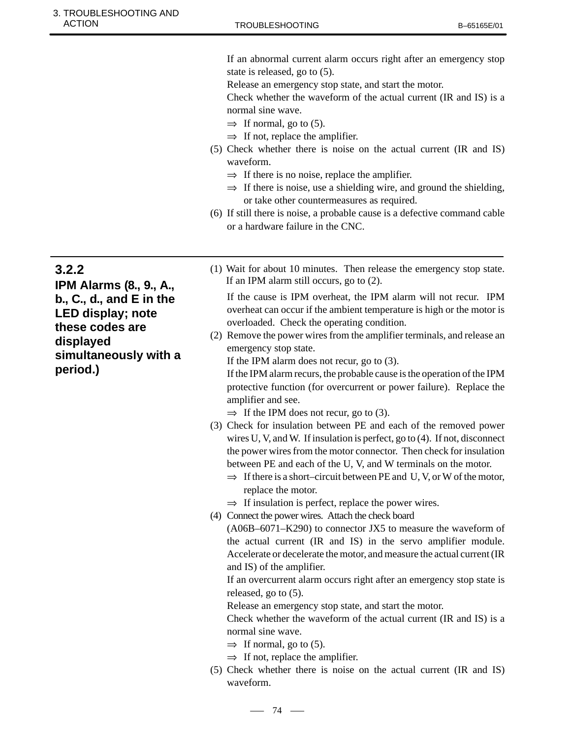If an abnormal current alarm occurs right after an emergency stop state is released, go to (5).

Release an emergency stop state, and start the motor.

Check whether the waveform of the actual current (IR and IS) is a normal sine wave.

⇒ If normal, go to (5).

⇒ If not, replace the amplifier.

(5) Check whether there is noise on the actual current (IR and IS) waveform.

⇒ If there is no noise, replace the amplifier.

⇒ If there is noise, use a shielding wire, and ground the shielding, or take other countermeasures as required.

(6) If still there is noise, a probable cause is a defective command cable or a hardware failure in the CNC.

### 3.2.2 IPM Alarms (8., 9., A., b., C., d., and E in the LED display; note these codes are displayed simultaneously with a period.)

(1) Wait for about 10 minutes. Then release the emergency stop state. If an IPM alarm still occurs, go to (2).

If the cause is IPM overheat, the IPM alarm will not recur. IPM overheat can occur if the ambient temperature is high or the motor is overloaded. Check the operating condition.

(2) Remove the power wires from the amplifier terminals, and release an emergency stop state.

If the IPM alarm does not recur, go to (3).

If the IPM alarm recurs, the probable cause is the operation of the IPM protective function (for overcurrent or power failure). Replace the amplifier and see.

⇒ If the IPM does not recur, go to (3).

(3) Check for insulation between PE and each of the removed power wires U, V, and W. If insulation is perfect, go to (4). If not, disconnect the power wires from the motor connector. Then check for insulation between PE and each of the U, V, and W terminals on the motor.

⇒ If there is a short–circuit between PE and U, V, or W of the motor, replace the motor.

⇒ If insulation is perfect, replace the power wires.

(4) Connect the power wires. Attach the check board (A06B–6071–K290) to connector JX5 to measure the waveform of the actual current (IR and IS) in the servo amplifier module. Accelerate or decelerate the motor, and measure the actual current (IR and IS) of the amplifier.

If an overcurrent alarm occurs right after an emergency stop state is released, go to (5).

Release an emergency stop state, and start the motor.

Check whether the waveform of the actual current (IR and IS) is a normal sine wave.

⇒ If normal, go to (5).

⇒ If not, replace the amplifier.

(5) Check whether there is noise on the actual current (IR and IS) waveform.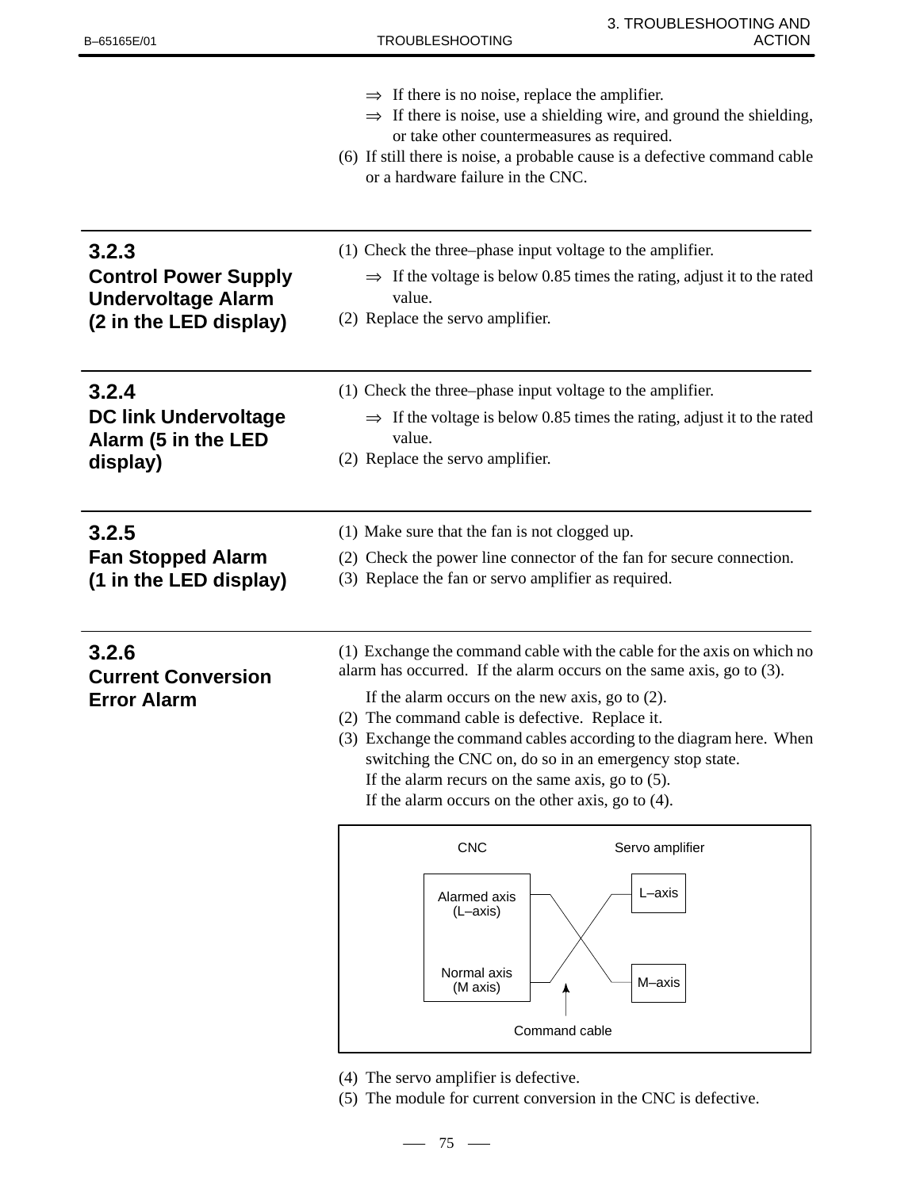⇒ If there is no noise, replace the amplifier.

⇒ If there is noise, use a shielding wire, and ground the shielding, or take other countermeasures as required.

(6) If still there is noise, a probable cause is a defective command cable or a hardware failure in the CNC.

### 3.2.3 Control Power Supply Undervoltage Alarm (2 in the LED display)

(1) Check the three–phase input voltage to the amplifier.

⇒ If the voltage is below 0.85 times the rating, adjust it to the rated value.

(2) Replace the servo amplifier.

### 3.2.4 DC link Undervoltage Alarm (5 in the LED display)

(1) Check the three–phase input voltage to the amplifier.

⇒ If the voltage is below 0.85 times the rating, adjust it to the rated value.

(2) Replace the servo amplifier.

### 3.2.5 Fan Stopped Alarm (1 in the LED display)

(1) Make sure that the fan is not clogged up.

(2) Check the power line connector of the fan for secure connection.

(3) Replace the fan or servo amplifier as required.

### 3.2.6 Current Conversion Error Alarm

(1) Exchange the command cable with the cable for the axis on which no alarm has occurred. If the alarm occurs on the same axis, go to (3).

If the alarm occurs on the new axis, go to (2).

(2) The command cable is defective. Replace it.

(3) Exchange the command cables according to the diagram here. When switching the CNC on, do so in an emergency stop state.
If the alarm recurs on the same axis, go to (5).
If the alarm occurs on the other axis, go to (4).

CNC

Servo amplifier

Alarmed axis (L–axis)

Normal axis (M axis)

L–axis

M–axis

Command cable

(4) The servo amplifier is defective.

(5) The module for current conversion in the CNC is defective.